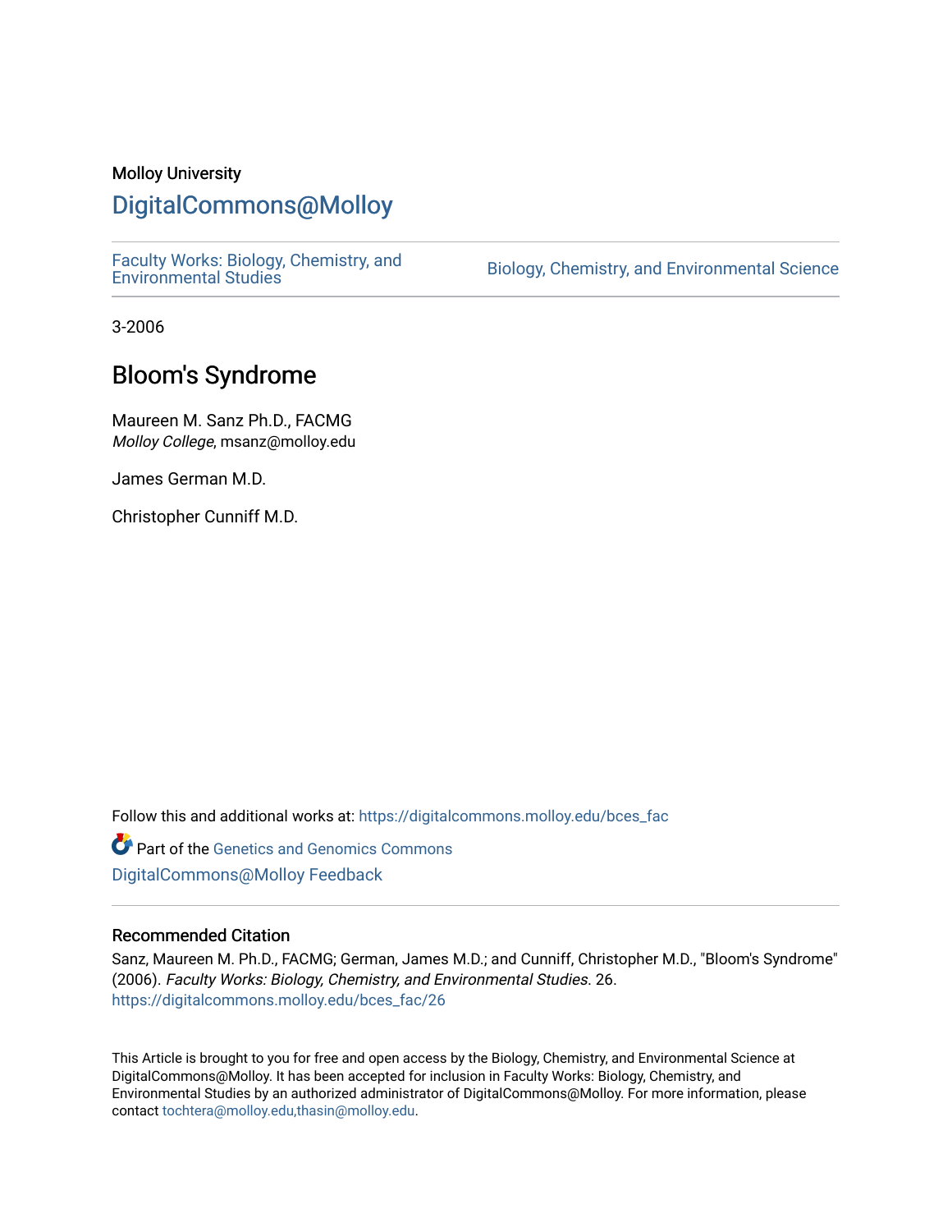Molloy University

# DigitalCommons@Molloy

Faculty Works: Biology, Chemistry, and Environmental Studies

Biology, Chemistry, and Environmental Science

3-2006

## Bloom's Syndrome

Maureen M. Sanz Ph.D., FACMG
*Molloy College*, msanz@molloy.edu

James German M.D.

Christopher Cunniff M.D.

Follow this and additional works at: https://digitalcommons.molloy.edu/bces_fac

Part of the Genetics and Genomics Commons

DigitalCommons@Molloy Feedback

### Recommended Citation

Sanz, Maureen M. Ph.D., FACMG; German, James M.D.; and Cunniff, Christopher M.D., "Bloom's Syndrome" (2006). *Faculty Works: Biology, Chemistry, and Environmental Studies*. 26.
https://digitalcommons.molloy.edu/bces_fac/26

This Article is brought to you for free and open access by the Biology, Chemistry, and Environmental Science at DigitalCommons@Molloy. It has been accepted for inclusion in Faculty Works: Biology, Chemistry, and Environmental Studies by an authorized administrator of DigitalCommons@Molloy. For more information, please contact tochtera@molloy.edu,thasin@molloy.edu.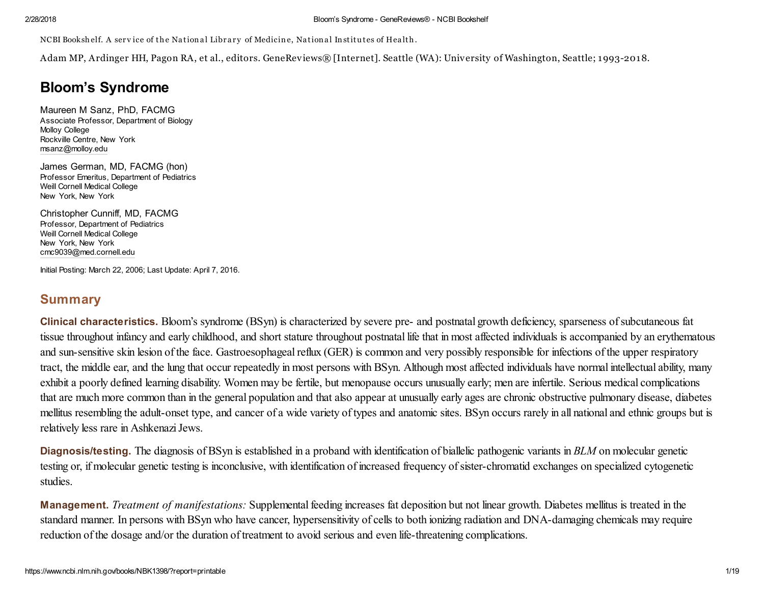NCBI Bookshelf. A service of the National Library of Medicine, National Institutes of Health.

Adam MP, Ardinger HH, Pagon RA, et al., editors. GeneReviews® [Internet]. Seattle (WA): University of Washington, Seattle; 1993-2018.

# Bloom's Syndrome

Maureen M Sanz, PhD, FACMG
Associate Professor, Department of Biology
Molloy College
Rockville Centre, New York
msanz@molloy.edu

James German, MD, FACMG (hon)
Professor Emeritus, Department of Pediatrics
Weill Cornell Medical College
New York, New York

Christopher Cunniff, MD, FACMG
Professor, Department of Pediatrics
Weill Cornell Medical College
New York, New York
cmc9039@med.cornell.edu

Initial Posting: March 22, 2006; Last Update: April 7, 2016.

## Summary

**Clinical characteristics.** Bloom's syndrome (BSyn) is characterized by severe pre- and postnatal growth deficiency, sparseness of subcutaneous fat tissue throughout infancy and early childhood, and short stature throughout postnatal life that in most affected individuals is accompanied by an erythematous and sun-sensitive skin lesion of the face. Gastroesophageal reflux (GER) is common and very possibly responsible for infections of the upper respiratory tract, the middle ear, and the lung that occur repeatedly in most persons with BSyn. Although most affected individuals have normal intellectual ability, many exhibit a poorly defined learning disability. Women may be fertile, but menopause occurs unusually early; men are infertile. Serious medical complications that are much more common than in the general population and that also appear at unusually early ages are chronic obstructive pulmonary disease, diabetes mellitus resembling the adult-onset type, and cancer of a wide variety of types and anatomic sites. BSyn occurs rarely in all national and ethnic groups but is relatively less rare in Ashkenazi Jews.

**Diagnosis/testing.** The diagnosis of BSyn is established in a proband with identification of biallelic pathogenic variants in *BLM* on molecular genetic testing or, if molecular genetic testing is inconclusive, with identification of increased frequency of sister-chromatid exchanges on specialized cytogenetic studies.

**Management.** *Treatment of manifestations:* Supplemental feeding increases fat deposition but not linear growth. Diabetes mellitus is treated in the standard manner. In persons with BSyn who have cancer, hypersensitivity of cells to both ionizing radiation and DNA-damaging chemicals may require reduction of the dosage and/or the duration of treatment to avoid serious and even life-threatening complications.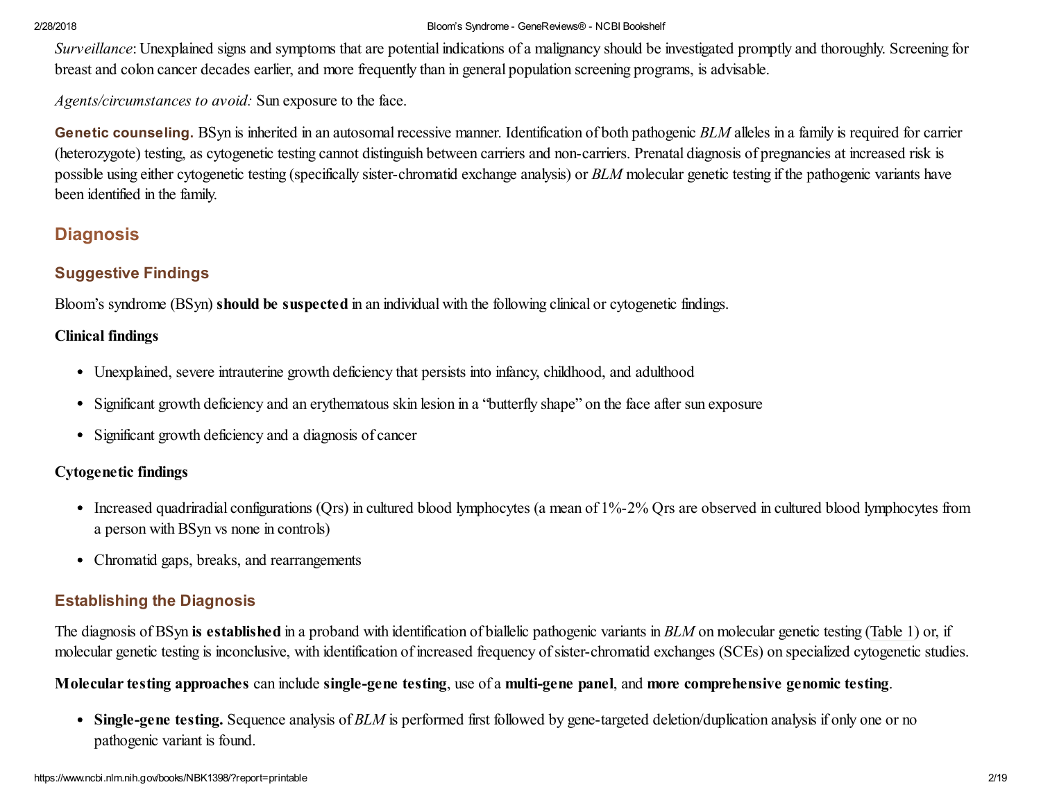*Surveillance*: Unexplained signs and symptoms that are potential indications of a malignancy should be investigated promptly and thoroughly. Screening for breast and colon cancer decades earlier, and more frequently than in general population screening programs, is advisable.

*Agents/circumstances to avoid:* Sun exposure to the face.

**Genetic counseling.** BSyn is inherited in an autosomal recessive manner. Identification of both pathogenic *BLM* alleles in a family is required for carrier (heterozygote) testing, as cytogenetic testing cannot distinguish between carriers and non-carriers. Prenatal diagnosis of pregnancies at increased risk is possible using either cytogenetic testing (specifically sister-chromatid exchange analysis) or *BLM* molecular genetic testing if the pathogenic variants have been identified in the family.

## Diagnosis

### Suggestive Findings

Bloom's syndrome (BSyn) **should be suspected** in an individual with the following clinical or cytogenetic findings.

**Clinical findings**

- Unexplained, severe intrauterine growth deficiency that persists into infancy, childhood, and adulthood
- Significant growth deficiency and an erythematous skin lesion in a "butterfly shape" on the face after sun exposure
- Significant growth deficiency and a diagnosis of cancer

**Cytogenetic findings**

- Increased quadriradial configurations (Qrs) in cultured blood lymphocytes (a mean of 1%-2% Qrs are observed in cultured blood lymphocytes from a person with BSyn vs none in controls)
- Chromatid gaps, breaks, and rearrangements

### Establishing the Diagnosis

The diagnosis of BSyn **is established** in a proband with identification of biallelic pathogenic variants in *BLM* on molecular genetic testing (Table 1) or, if molecular genetic testing is inconclusive, with identification of increased frequency of sister-chromatid exchanges (SCEs) on specialized cytogenetic studies.

**Molecular testing approaches** can include **single-gene testing**, use of a **multi-gene panel**, and **more comprehensive genomic testing**.

- **Single-gene testing.** Sequence analysis of *BLM* is performed first followed by gene-targeted deletion/duplication analysis if only one or no pathogenic variant is found.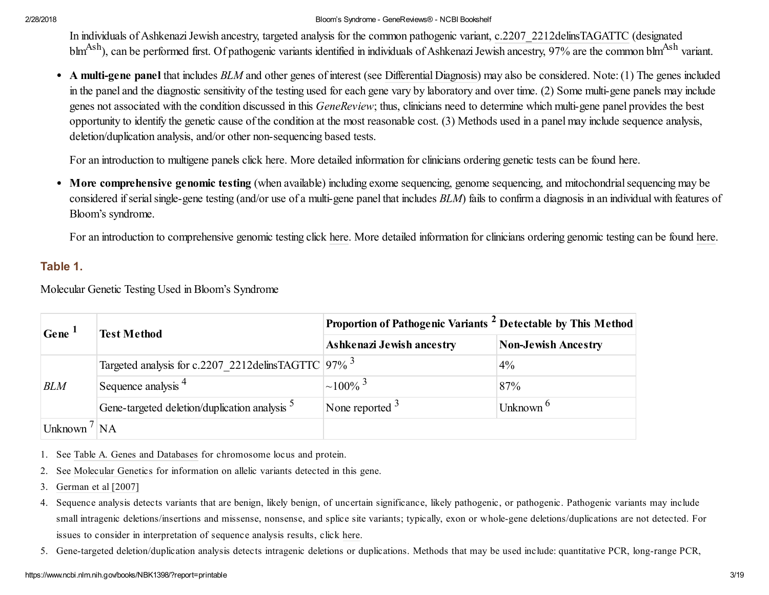In individuals of Ashkenazi Jewish ancestry, targeted analysis for the common pathogenic variant, c.2207_2212delinsTAGATTC (designated $blm^{Ash}$), can be performed first. Of pathogenic variants identified in individuals of Ashkenazi Jewish ancestry, 97% are the common $blm^{Ash}$ variant.

- **A multi-gene panel** that includes *BLM* and other genes of interest (see Differential Diagnosis) may also be considered. Note: (1) The genes included in the panel and the diagnostic sensitivity of the testing used for each gene vary by laboratory and over time. (2) Some multi-gene panels may include genes not associated with the condition discussed in this *GeneReview*; thus, clinicians need to determine which multi-gene panel provides the best opportunity to identify the genetic cause of the condition at the most reasonable cost. (3) Methods used in a panel may include sequence analysis, deletion/duplication analysis, and/or other non-sequencing based tests.

  For an introduction to multigene panels click here. More detailed information for clinicians ordering genetic tests can be found here.

- **More comprehensive genomic testing** (when available) including exome sequencing, genome sequencing, and mitochondrial sequencing may be considered if serial single-gene testing (and/or use of a multi-gene panel that includes *BLM*) fails to confirm a diagnosis in an individual with features of Bloom's syndrome.

  For an introduction to comprehensive genomic testing click here. More detailed information for clinicians ordering genomic testing can be found here.

### Table 1.

Molecular Genetic Testing Used in Bloom's Syndrome

| Gene [1] | Test Method | Proportion of Pathogenic Variants [2] Detectable by This Method | |
|---|---|---|---|
| | | Ashkenazi Jewish ancestry | Non-Jewish Ancestry |
| *BLM* | Targeted analysis for c.2207_2212delinsTAGTTC | 97% [3] | 4% |
| | Sequence analysis [4] | ~100% [3] | 87% |
| | Gene-targeted deletion/duplication analysis [5] | None reported [3] | Unknown [6] |
| Unknown [7] | NA | | |

1. See Table A. Genes and Databases for chromosome locus and protein.
2. See Molecular Genetics for information on allelic variants detected in this gene.
3. German et al [2007]
4. Sequence analysis detects variants that are benign, likely benign, of uncertain significance, likely pathogenic, or pathogenic. Pathogenic variants may include small intragenic deletions/insertions and missense, nonsense, and splice site variants; typically, exon or whole-gene deletions/duplications are not detected. For issues to consider in interpretation of sequence analysis results, click here.
5. Gene-targeted deletion/duplication analysis detects intragenic deletions or duplications. Methods that may be used include: quantitative PCR, long-range PCR,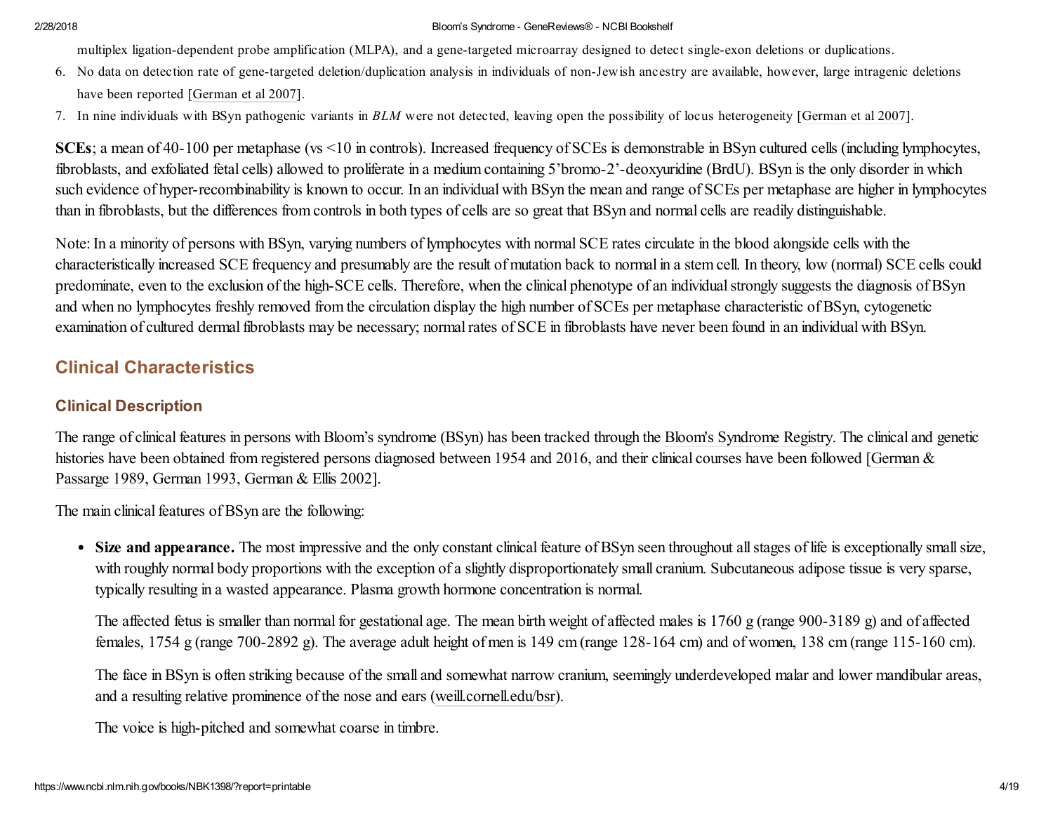multiplex ligation-dependent probe amplification (MLPA), and a gene-targeted microarray designed to detect single-exon deletions or duplications.

6. No data on detection rate of gene-targeted deletion/duplication analysis in individuals of non-Jewish ancestry are available, however, large intragenic deletions have been reported [German et al 2007].
7. In nine individuals with BSyn pathogenic variants in *BLM* were not detected, leaving open the possibility of locus heterogeneity [German et al 2007].

**SCEs**; a mean of 40-100 per metaphase (vs <10 in controls). Increased frequency of SCEs is demonstrable in BSyn cultured cells (including lymphocytes, fibroblasts, and exfoliated fetal cells) allowed to proliferate in a medium containing 5'bromo-2'-deoxyuridine (BrdU). BSyn is the only disorder in which such evidence of hyper-recombinability is known to occur. In an individual with BSyn the mean and range of SCEs per metaphase are higher in lymphocytes than in fibroblasts, but the differences from controls in both types of cells are so great that BSyn and normal cells are readily distinguishable.

Note: In a minority of persons with BSyn, varying numbers of lymphocytes with normal SCE rates circulate in the blood alongside cells with the characteristically increased SCE frequency and presumably are the result of mutation back to normal in a stem cell. In theory, low (normal) SCE cells could predominate, even to the exclusion of the high-SCE cells. Therefore, when the clinical phenotype of an individual strongly suggests the diagnosis of BSyn and when no lymphocytes freshly removed from the circulation display the high number of SCEs per metaphase characteristic of BSyn, cytogenetic examination of cultured dermal fibroblasts may be necessary; normal rates of SCE in fibroblasts have never been found in an individual with BSyn.

## Clinical Characteristics

### Clinical Description

The range of clinical features in persons with Bloom's syndrome (BSyn) has been tracked through the Bloom's Syndrome Registry. The clinical and genetic histories have been obtained from registered persons diagnosed between 1954 and 2016, and their clinical courses have been followed [German & Passarge 1989, German 1993, German & Ellis 2002].

The main clinical features of BSyn are the following:

- **Size and appearance.** The most impressive and the only constant clinical feature of BSyn seen throughout all stages of life is exceptionally small size, with roughly normal body proportions with the exception of a slightly disproportionately small cranium. Subcutaneous adipose tissue is very sparse, typically resulting in a wasted appearance. Plasma growth hormone concentration is normal.

  The affected fetus is smaller than normal for gestational age. The mean birth weight of affected males is 1760 g (range 900-3189 g) and of affected females, 1754 g (range 700-2892 g). The average adult height of men is 149 cm (range 128-164 cm) and of women, 138 cm (range 115-160 cm).

  The face in BSyn is often striking because of the small and somewhat narrow cranium, seemingly underdeveloped malar and lower mandibular areas, and a resulting relative prominence of the nose and ears (weill.cornell.edu/bsr).

  The voice is high-pitched and somewhat coarse in timbre.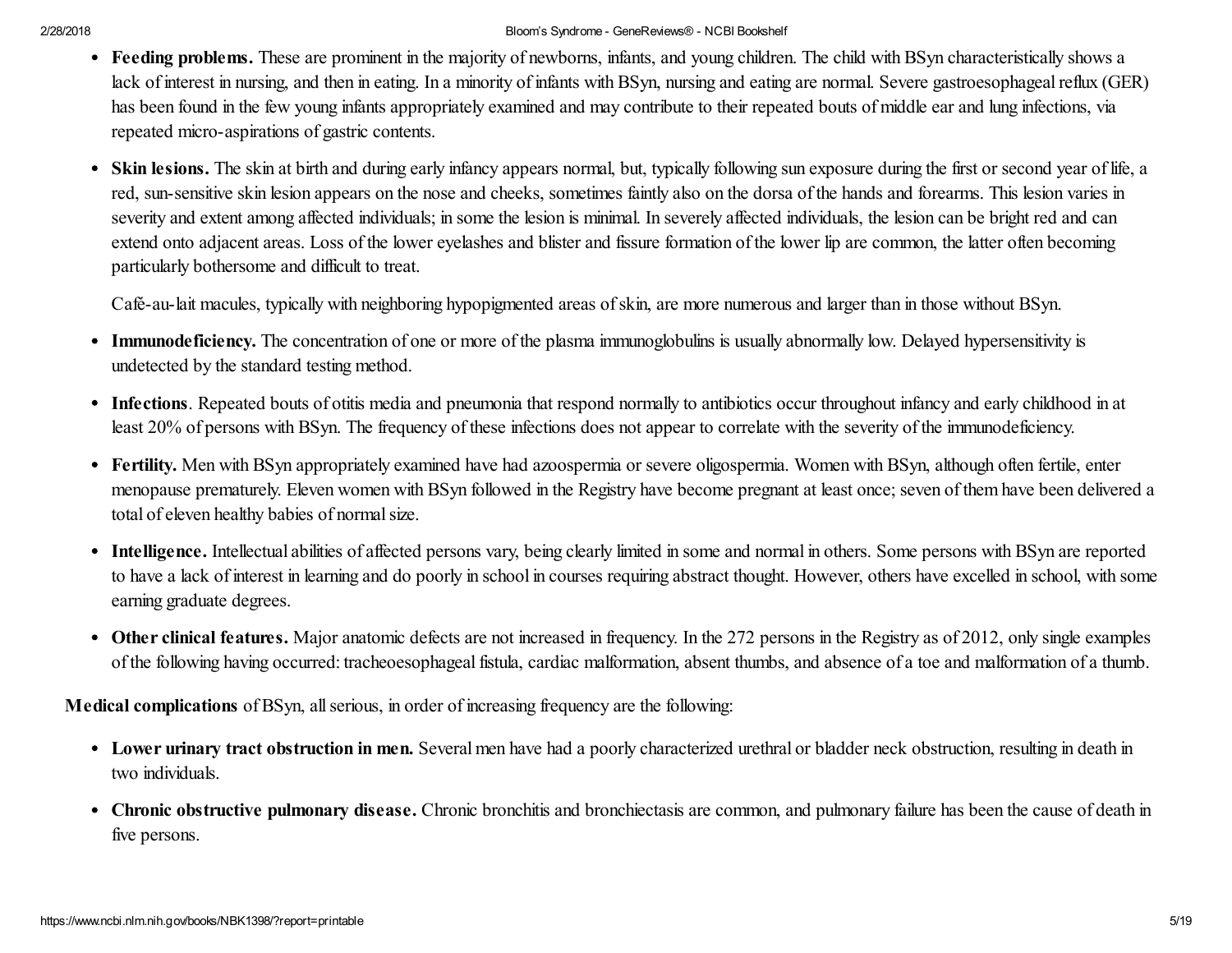- **Feeding problems.** These are prominent in the majority of newborns, infants, and young children. The child with BSyn characteristically shows a lack of interest in nursing, and then in eating. In a minority of infants with BSyn, nursing and eating are normal. Severe gastroesophageal reflux (GER) has been found in the few young infants appropriately examined and may contribute to their repeated bouts of middle ear and lung infections, via repeated micro-aspirations of gastric contents.

- **Skin lesions.** The skin at birth and during early infancy appears normal, but, typically following sun exposure during the first or second year of life, a red, sun-sensitive skin lesion appears on the nose and cheeks, sometimes faintly also on the dorsa of the hands and forearms. This lesion varies in severity and extent among affected individuals; in some the lesion is minimal. In severely affected individuals, the lesion can be bright red and can extend onto adjacent areas. Loss of the lower eyelashes and blister and fissure formation of the lower lip are common, the latter often becoming particularly bothersome and difficult to treat.

  Café-au-lait macules, typically with neighboring hypopigmented areas of skin, are more numerous and larger than in those without BSyn.

- **Immunodeficiency.** The concentration of one or more of the plasma immunoglobulins is usually abnormally low. Delayed hypersensitivity is undetected by the standard testing method.

- **Infections**. Repeated bouts of otitis media and pneumonia that respond normally to antibiotics occur throughout infancy and early childhood in at least 20% of persons with BSyn. The frequency of these infections does not appear to correlate with the severity of the immunodeficiency.

- **Fertility.** Men with BSyn appropriately examined have had azoospermia or severe oligospermia. Women with BSyn, although often fertile, enter menopause prematurely. Eleven women with BSyn followed in the Registry have become pregnant at least once; seven of them have been delivered a total of eleven healthy babies of normal size.

- **Intelligence.** Intellectual abilities of affected persons vary, being clearly limited in some and normal in others. Some persons with BSyn are reported to have a lack of interest in learning and do poorly in school in courses requiring abstract thought. However, others have excelled in school, with some earning graduate degrees.

- **Other clinical features.** Major anatomic defects are not increased in frequency. In the 272 persons in the Registry as of 2012, only single examples of the following having occurred: tracheoesophageal fistula, cardiac malformation, absent thumbs, and absence of a toe and malformation of a thumb.

**Medical complications** of BSyn, all serious, in order of increasing frequency are the following:

- **Lower urinary tract obstruction in men.** Several men have had a poorly characterized urethral or bladder neck obstruction, resulting in death in two individuals.

- **Chronic obstructive pulmonary disease.** Chronic bronchitis and bronchiectasis are common, and pulmonary failure has been the cause of death in five persons.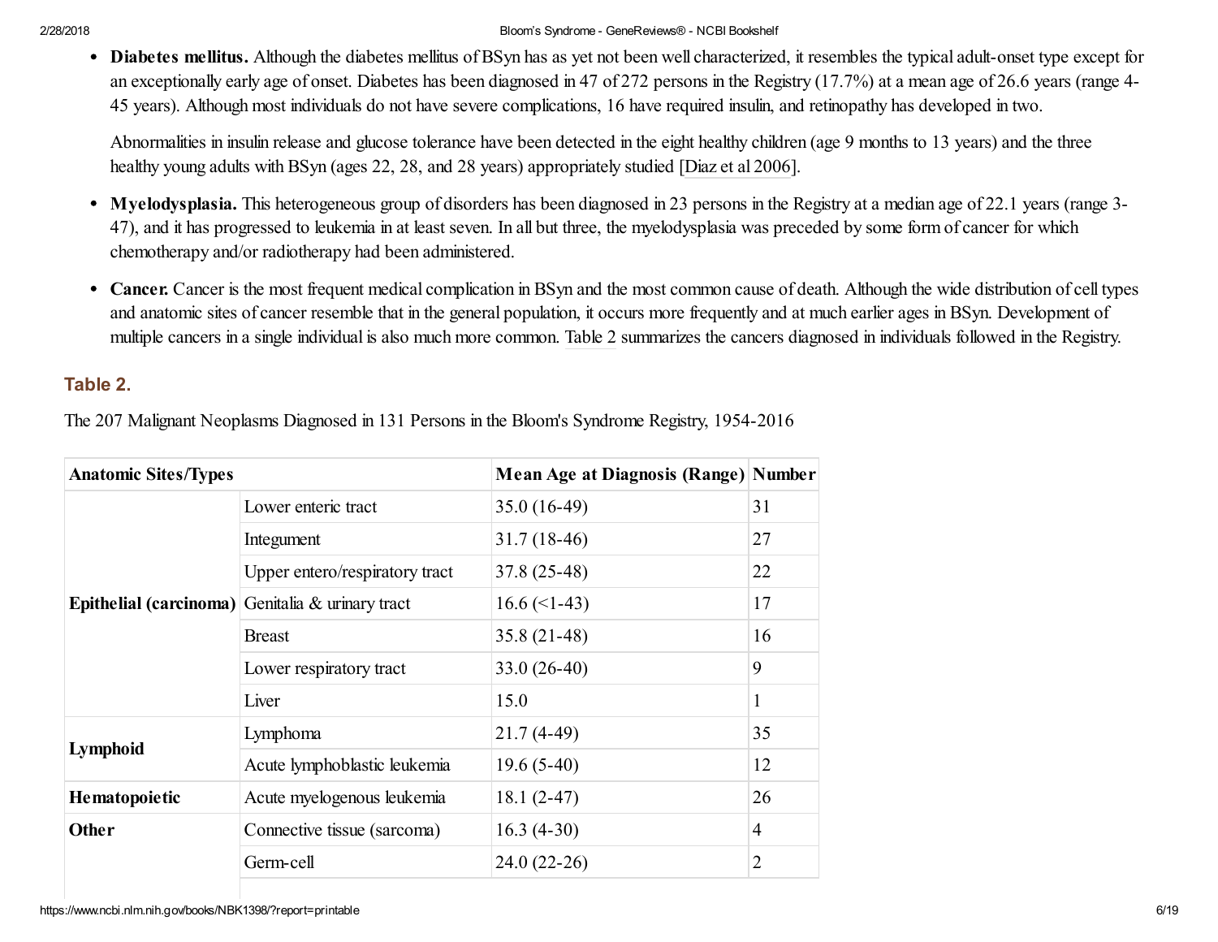- **Diabetes mellitus.** Although the diabetes mellitus of BSyn has as yet not been well characterized, it resembles the typical adult-onset type except for an exceptionally early age of onset. Diabetes has been diagnosed in 47 of 272 persons in the Registry (17.7%) at a mean age of 26.6 years (range 4-45 years). Although most individuals do not have severe complications, 16 have required insulin, and retinopathy has developed in two.

  Abnormalities in insulin release and glucose tolerance have been detected in the eight healthy children (age 9 months to 13 years) and the three healthy young adults with BSyn (ages 22, 28, and 28 years) appropriately studied [Diaz et al 2006].

- **Myelodysplasia.** This heterogeneous group of disorders has been diagnosed in 23 persons in the Registry at a median age of 22.1 years (range 3-47), and it has progressed to leukemia in at least seven. In all but three, the myelodysplasia was preceded by some form of cancer for which chemotherapy and/or radiotherapy had been administered.

- **Cancer.** Cancer is the most frequent medical complication in BSyn and the most common cause of death. Although the wide distribution of cell types and anatomic sites of cancer resemble that in the general population, it occurs more frequently and at much earlier ages in BSyn. Development of multiple cancers in a single individual is also much more common. Table 2 summarizes the cancers diagnosed in individuals followed in the Registry.

### Table 2.

The 207 Malignant Neoplasms Diagnosed in 131 Persons in the Bloom's Syndrome Registry, 1954-2016

| Anatomic Sites/Types | | Mean Age at Diagnosis (Range) | Number |
|---|---|---|---|
| **Epithelial (carcinoma)** | Lower enteric tract | 35.0 (16-49) | 31 |
| | Integument | 31.7 (18-46) | 27 |
| | Upper entero/respiratory tract | 37.8 (25-48) | 22 |
| | Genitalia & urinary tract | 16.6 (<1-43) | 17 |
| | Breast | 35.8 (21-48) | 16 |
| | Lower respiratory tract | 33.0 (26-40) | 9 |
| | Liver | 15.0 | 1 |
| **Lymphoid** | Lymphoma | 21.7 (4-49) | 35 |
| | Acute lymphoblastic leukemia | 19.6 (5-40) | 12 |
| **Hematopoietic** | Acute myelogenous leukemia | 18.1 (2-47) | 26 |
| **Other** | Connective tissue (sarcoma) | 16.3 (4-30) | 4 |
| | Germ-cell | 24.0 (22-26) | 2 |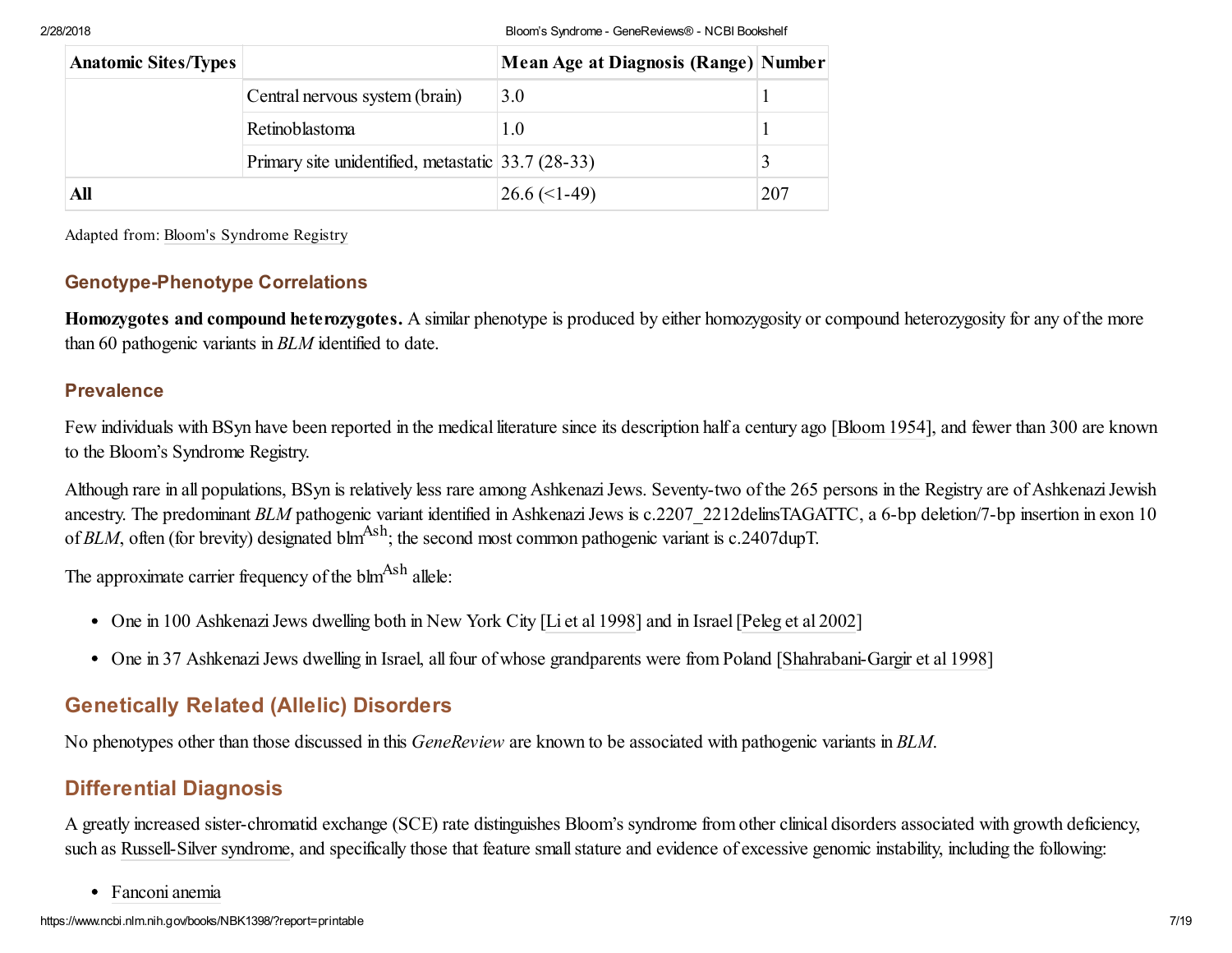| Anatomic Sites/Types | | Mean Age at Diagnosis (Range) | Number |
|---|---|---|---|
| | Central nervous system (brain) | 3.0 | 1 |
| | Retinoblastoma | 1.0 | 1 |
| | Primary site unidentified, metastatic | 33.7 (28-33) | 3 |
| **All** | | 26.6 (<1-49) | 207 |

Adapted from: Bloom's Syndrome Registry

### Genotype-Phenotype Correlations

**Homozygotes and compound heterozygotes.** A similar phenotype is produced by either homozygosity or compound heterozygosity for any of the more than 60 pathogenic variants in *BLM* identified to date.

### Prevalence

Few individuals with BSyn have been reported in the medical literature since its description half a century ago [Bloom 1954], and fewer than 300 are known to the Bloom's Syndrome Registry.

Although rare in all populations, BSyn is relatively less rare among Ashkenazi Jews. Seventy-two of the 265 persons in the Registry are of Ashkenazi Jewish ancestry. The predominant *BLM* pathogenic variant identified in Ashkenazi Jews is c.2207_2212delinsTAGATTC, a 6-bp deletion/7-bp insertion in exon 10 of *BLM*, often (for brevity) designated $blm^{Ash}$; the second most common pathogenic variant is c.2407dupT.

The approximate carrier frequency of the $blm^{Ash}$ allele:

- One in 100 Ashkenazi Jews dwelling both in New York City [Li et al 1998] and in Israel [Peleg et al 2002]
- One in 37 Ashkenazi Jews dwelling in Israel, all four of whose grandparents were from Poland [Shahrabani-Gargir et al 1998]

## Genetically Related (Allelic) Disorders

No phenotypes other than those discussed in this *GeneReview* are known to be associated with pathogenic variants in *BLM*.

## Differential Diagnosis

A greatly increased sister-chromatid exchange (SCE) rate distinguishes Bloom's syndrome from other clinical disorders associated with growth deficiency, such as Russell-Silver syndrome, and specifically those that feature small stature and evidence of excessive genomic instability, including the following:

- Fanconi anemia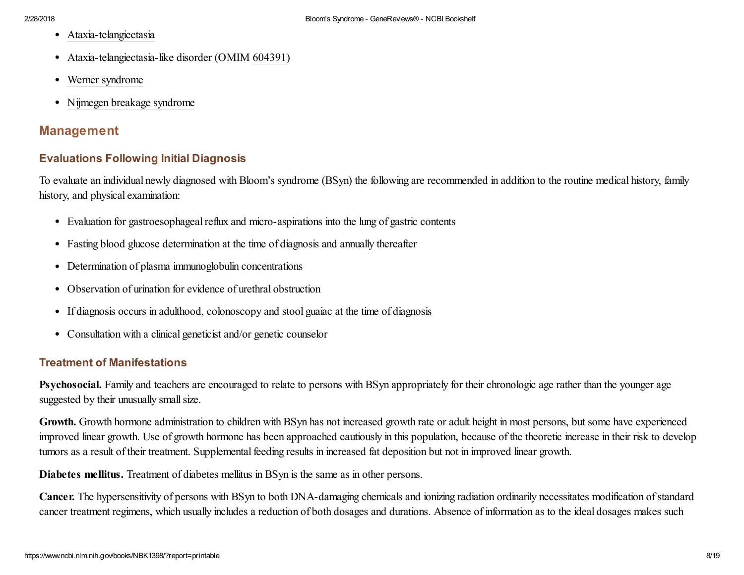- Ataxia-telangiectasia
- Ataxia-telangiectasia-like disorder (OMIM 604391)
- Werner syndrome
- Nijmegen breakage syndrome

## Management

### Evaluations Following Initial Diagnosis

To evaluate an individual newly diagnosed with Bloom's syndrome (BSyn) the following are recommended in addition to the routine medical history, family history, and physical examination:

- Evaluation for gastroesophageal reflux and micro-aspirations into the lung of gastric contents
- Fasting blood glucose determination at the time of diagnosis and annually thereafter
- Determination of plasma immunoglobulin concentrations
- Observation of urination for evidence of urethral obstruction
- If diagnosis occurs in adulthood, colonoscopy and stool guaiac at the time of diagnosis
- Consultation with a clinical geneticist and/or genetic counselor

### Treatment of Manifestations

**Psychosocial.** Family and teachers are encouraged to relate to persons with BSyn appropriately for their chronologic age rather than the younger age suggested by their unusually small size.

**Growth.** Growth hormone administration to children with BSyn has not increased growth rate or adult height in most persons, but some have experienced improved linear growth. Use of growth hormone has been approached cautiously in this population, because of the theoretic increase in their risk to develop tumors as a result of their treatment. Supplemental feeding results in increased fat deposition but not in improved linear growth.

**Diabetes mellitus.** Treatment of diabetes mellitus in BSyn is the same as in other persons.

**Cancer.** The hypersensitivity of persons with BSyn to both DNA-damaging chemicals and ionizing radiation ordinarily necessitates modification of standard cancer treatment regimens, which usually includes a reduction of both dosages and durations. Absence of information as to the ideal dosages makes such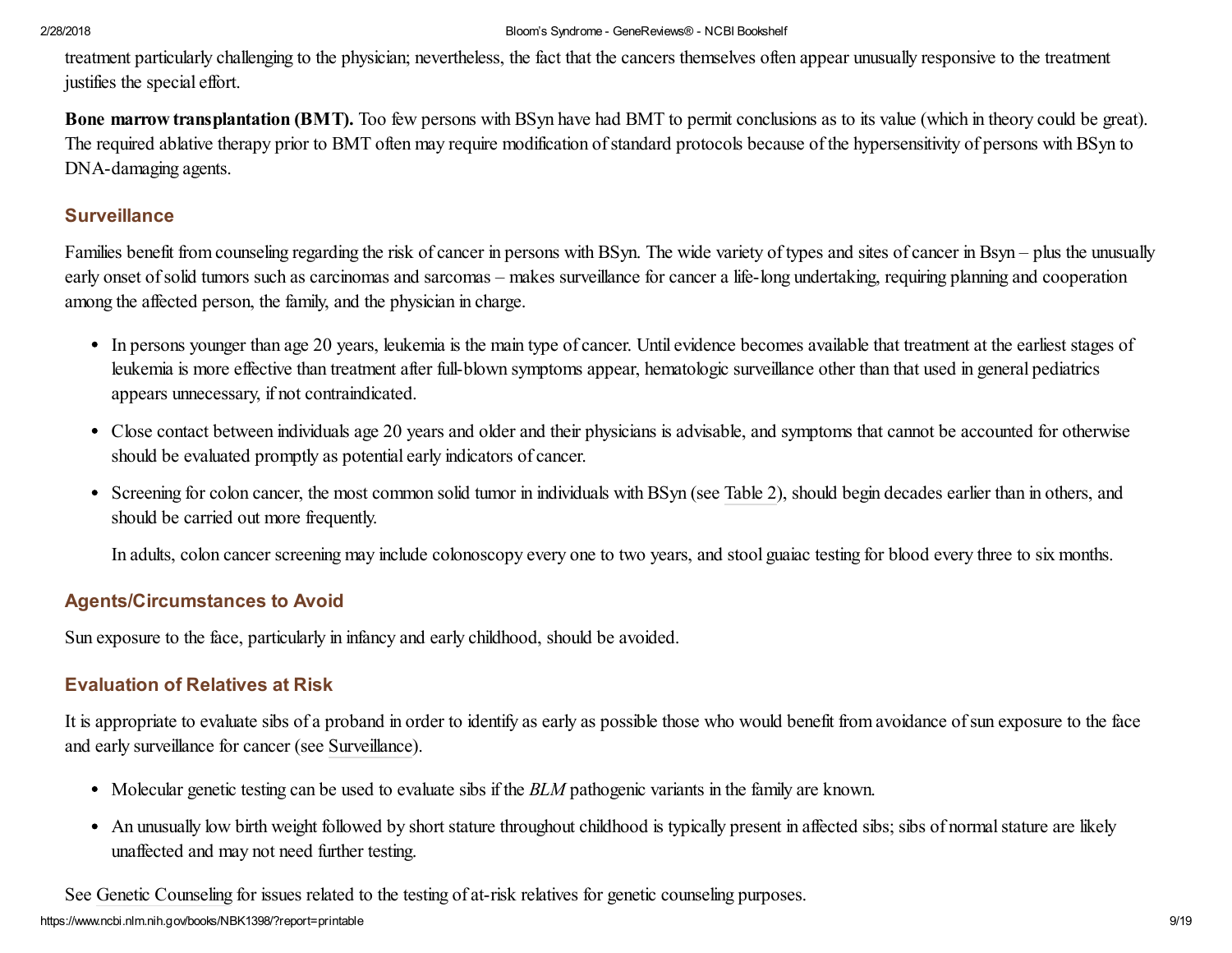treatment particularly challenging to the physician; nevertheless, the fact that the cancers themselves often appear unusually responsive to the treatment justifies the special effort.

**Bone marrow transplantation (BMT).** Too few persons with BSyn have had BMT to permit conclusions as to its value (which in theory could be great). The required ablative therapy prior to BMT often may require modification of standard protocols because of the hypersensitivity of persons with BSyn to DNA-damaging agents.

### Surveillance

Families benefit from counseling regarding the risk of cancer in persons with BSyn. The wide variety of types and sites of cancer in Bsyn – plus the unusually early onset of solid tumors such as carcinomas and sarcomas – makes surveillance for cancer a life-long undertaking, requiring planning and cooperation among the affected person, the family, and the physician in charge.

- In persons younger than age 20 years, leukemia is the main type of cancer. Until evidence becomes available that treatment at the earliest stages of leukemia is more effective than treatment after full-blown symptoms appear, hematologic surveillance other than that used in general pediatrics appears unnecessary, if not contraindicated.
- Close contact between individuals age 20 years and older and their physicians is advisable, and symptoms that cannot be accounted for otherwise should be evaluated promptly as potential early indicators of cancer.
- Screening for colon cancer, the most common solid tumor in individuals with BSyn (see Table 2), should begin decades earlier than in others, and should be carried out more frequently.

  In adults, colon cancer screening may include colonoscopy every one to two years, and stool guaiac testing for blood every three to six months.

### Agents/Circumstances to Avoid

Sun exposure to the face, particularly in infancy and early childhood, should be avoided.

### Evaluation of Relatives at Risk

It is appropriate to evaluate sibs of a proband in order to identify as early as possible those who would benefit from avoidance of sun exposure to the face and early surveillance for cancer (see Surveillance).

- Molecular genetic testing can be used to evaluate sibs if the *BLM* pathogenic variants in the family are known.
- An unusually low birth weight followed by short stature throughout childhood is typically present in affected sibs; sibs of normal stature are likely unaffected and may not need further testing.

See Genetic Counseling for issues related to the testing of at-risk relatives for genetic counseling purposes.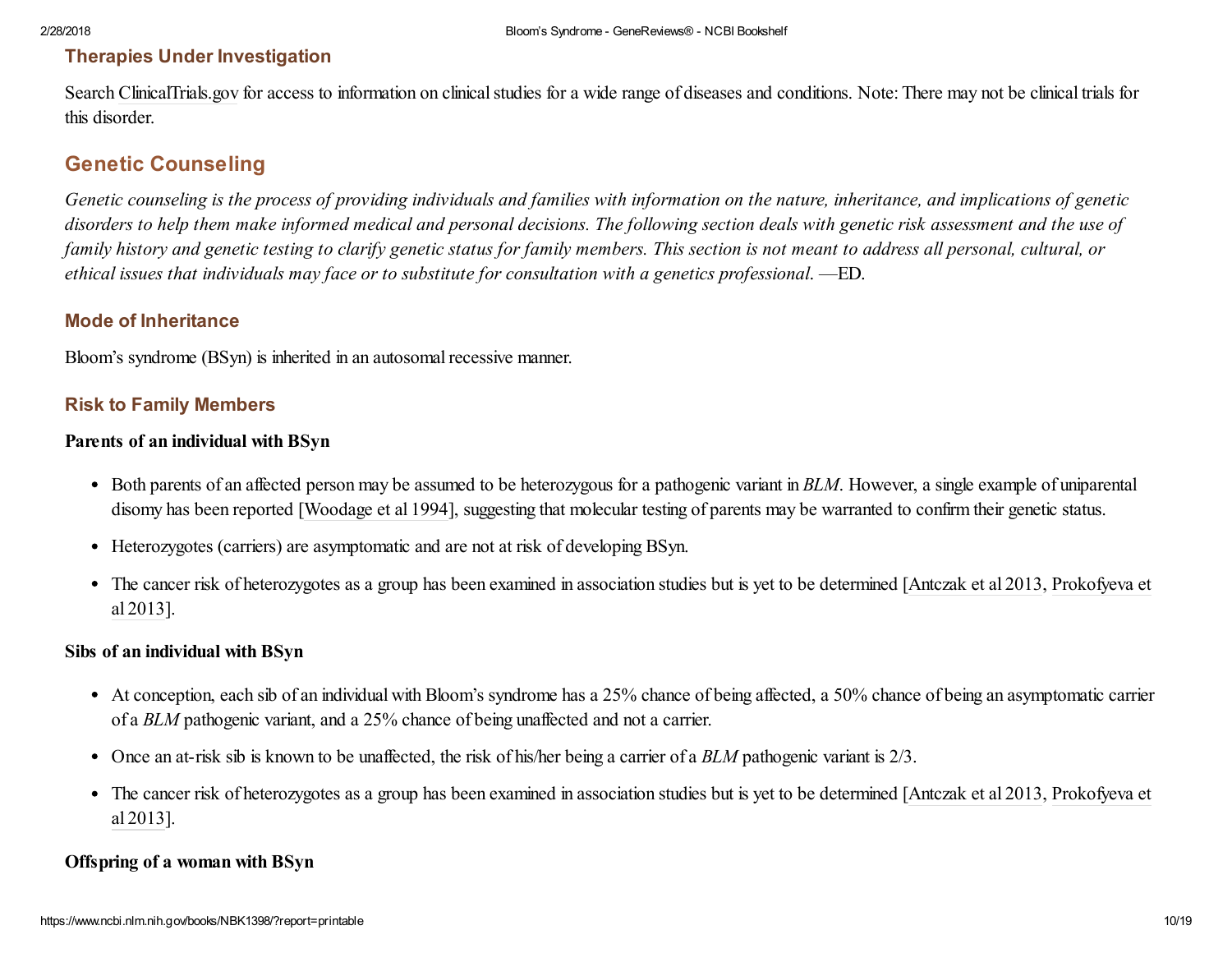### Therapies Under Investigation

Search ClinicalTrials.gov for access to information on clinical studies for a wide range of diseases and conditions. Note: There may not be clinical trials for this disorder.

## Genetic Counseling

*Genetic counseling is the process of providing individuals and families with information on the nature, inheritance, and implications of genetic disorders to help them make informed medical and personal decisions. The following section deals with genetic risk assessment and the use of family history and genetic testing to clarify genetic status for family members. This section is not meant to address all personal, cultural, or ethical issues that individuals may face or to substitute for consultation with a genetics professional*. —ED.

### Mode of Inheritance

Bloom's syndrome (BSyn) is inherited in an autosomal recessive manner.

### Risk to Family Members

**Parents of an individual with BSyn**

- Both parents of an affected person may be assumed to be heterozygous for a pathogenic variant in *BLM*. However, a single example of uniparental disomy has been reported [Woodage et al 1994], suggesting that molecular testing of parents may be warranted to confirm their genetic status.
- Heterozygotes (carriers) are asymptomatic and are not at risk of developing BSyn.
- The cancer risk of heterozygotes as a group has been examined in association studies but is yet to be determined [Antczak et al 2013, Prokofyeva et al 2013].

**Sibs of an individual with BSyn**

- At conception, each sib of an individual with Bloom's syndrome has a 25% chance of being affected, a 50% chance of being an asymptomatic carrier of a *BLM* pathogenic variant, and a 25% chance of being unaffected and not a carrier.
- Once an at-risk sib is known to be unaffected, the risk of his/her being a carrier of a *BLM* pathogenic variant is 2/3.
- The cancer risk of heterozygotes as a group has been examined in association studies but is yet to be determined [Antczak et al 2013, Prokofyeva et al 2013].

**Offspring of a woman with BSyn**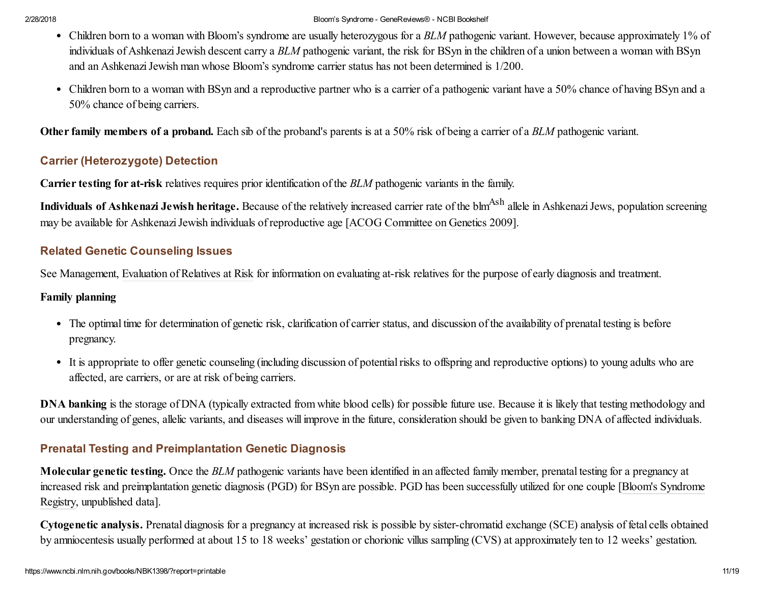- Children born to a woman with Bloom's syndrome are usually heterozygous for a *BLM* pathogenic variant. However, because approximately 1% of individuals of Ashkenazi Jewish descent carry a *BLM* pathogenic variant, the risk for BSyn in the children of a union between a woman with BSyn and an Ashkenazi Jewish man whose Bloom's syndrome carrier status has not been determined is 1/200.
- Children born to a woman with BSyn and a reproductive partner who is a carrier of a pathogenic variant have a 50% chance of having BSyn and a 50% chance of being carriers.

**Other family members of a proband.** Each sib of the proband's parents is at a 50% risk of being a carrier of a *BLM* pathogenic variant.

### Carrier (Heterozygote) Detection

**Carrier testing for at-risk** relatives requires prior identification of the *BLM* pathogenic variants in the family.

**Individuals of Ashkenazi Jewish heritage.** Because of the relatively increased carrier rate of the $blm^{Ash}$ allele in Ashkenazi Jews, population screening may be available for Ashkenazi Jewish individuals of reproductive age [ACOG Committee on Genetics 2009].

### Related Genetic Counseling Issues

See Management, Evaluation of Relatives at Risk for information on evaluating at-risk relatives for the purpose of early diagnosis and treatment.

**Family planning**

- The optimal time for determination of genetic risk, clarification of carrier status, and discussion of the availability of prenatal testing is before pregnancy.
- It is appropriate to offer genetic counseling (including discussion of potential risks to offspring and reproductive options) to young adults who are affected, are carriers, or are at risk of being carriers.

**DNA banking** is the storage of DNA (typically extracted from white blood cells) for possible future use. Because it is likely that testing methodology and our understanding of genes, allelic variants, and diseases will improve in the future, consideration should be given to banking DNA of affected individuals.

### Prenatal Testing and Preimplantation Genetic Diagnosis

**Molecular genetic testing.** Once the *BLM* pathogenic variants have been identified in an affected family member, prenatal testing for a pregnancy at increased risk and preimplantation genetic diagnosis (PGD) for BSyn are possible. PGD has been successfully utilized for one couple [Bloom's Syndrome Registry, unpublished data].

**Cytogenetic analysis.** Prenatal diagnosis for a pregnancy at increased risk is possible by sister-chromatid exchange (SCE) analysis of fetal cells obtained by amniocentesis usually performed at about 15 to 18 weeks' gestation or chorionic villus sampling (CVS) at approximately ten to 12 weeks' gestation.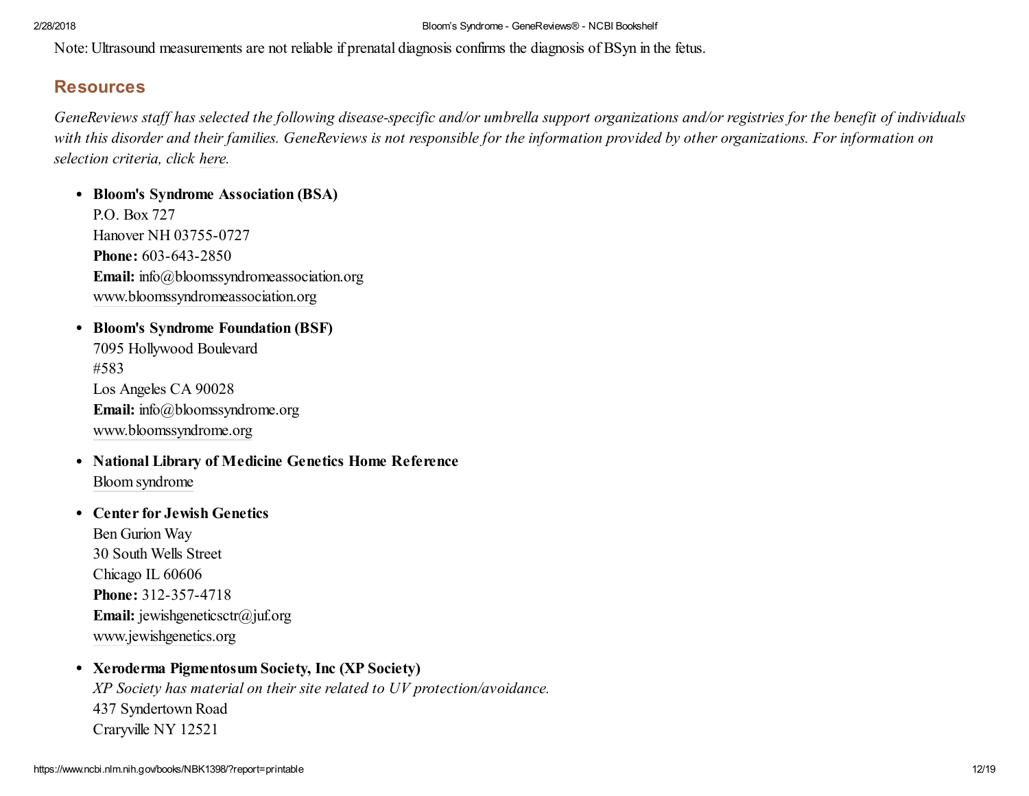Note: Ultrasound measurements are not reliable if prenatal diagnosis confirms the diagnosis of BSyn in the fetus.

## Resources

*GeneReviews staff has selected the following disease-specific and/or umbrella support organizations and/or registries for the benefit of individuals with this disorder and their families. GeneReviews is not responsible for the information provided by other organizations. For information on selection criteria, click here.*

- **Bloom's Syndrome Association (BSA)**
  P.O. Box 727
  Hanover NH 03755-0727
  **Phone:** 603-643-2850
  **Email:** info@bloomssyndromeassociation.org
  www.bloomssyndromeassociation.org
- **Bloom's Syndrome Foundation (BSF)**
  7095 Hollywood Boulevard
  #583
  Los Angeles CA 90028
  **Email:** info@bloomssyndrome.org
  www.bloomssyndrome.org
- **National Library of Medicine Genetics Home Reference**
  Bloom syndrome
- **Center for Jewish Genetics**
  Ben Gurion Way
  30 South Wells Street
  Chicago IL 60606
  **Phone:** 312-357-4718
  **Email:** jewishgeneticsctr@juf.org
  www.jewishgenetics.org
- **Xeroderma Pigmentosum Society, Inc (XP Society)**
  *XP Society has material on their site related to UV protection/avoidance.*
  437 Syndertown Road
  Craryville NY 12521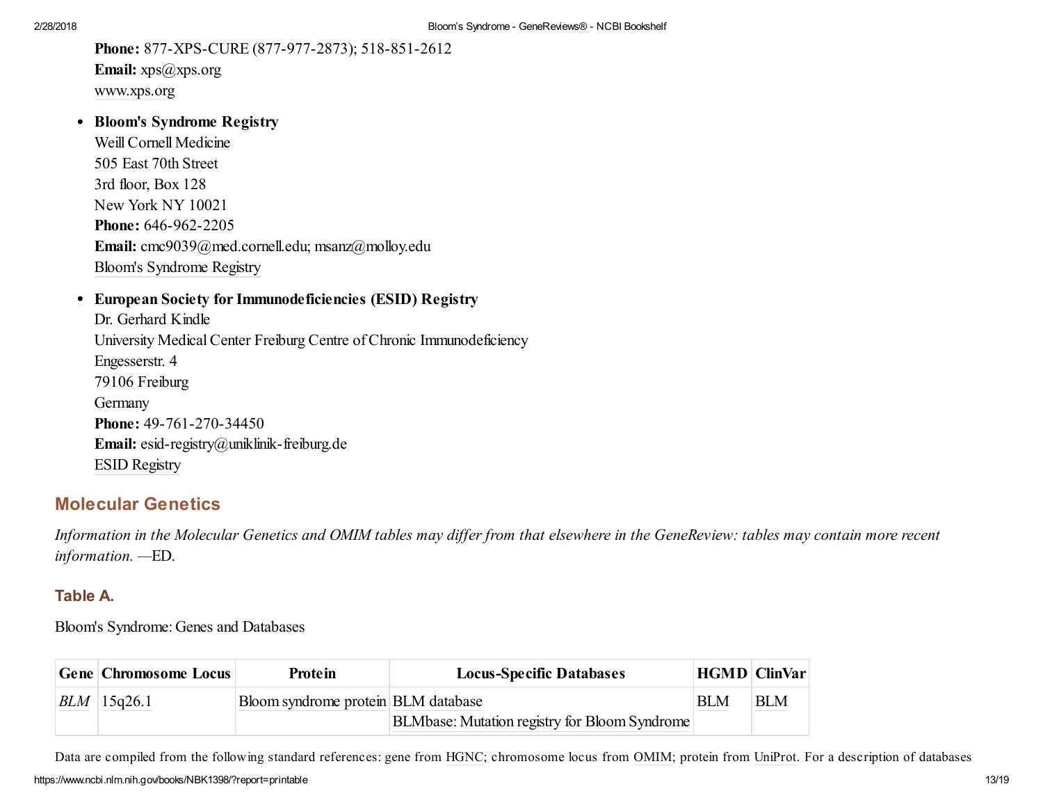**Phone:** 877-XPS-CURE (877-977-2873); 518-851-2612
**Email:** xps@xps.org
www.xps.org

- **Bloom's Syndrome Registry**
  Weill Cornell Medicine
  505 East 70th Street
  3rd floor, Box 128
  New York NY 10021
  **Phone:** 646-962-2205
  **Email:** cmc9039@med.cornell.edu; msanz@molloy.edu
  Bloom's Syndrome Registry

- **European Society for Immunodeficiencies (ESID) Registry**
  Dr. Gerhard Kindle
  University Medical Center Freiburg Centre of Chronic Immunodeficiency
  Engesserstr. 4
  79106 Freiburg
  Germany
  **Phone:** 49-761-270-34450
  **Email:** esid-registry@uniklinik-freiburg.de
  ESID Registry

## Molecular Genetics

*Information in the Molecular Genetics and OMIM tables may differ from that elsewhere in the GeneReview: tables may contain more recent information.* —ED.

### Table A.

Bloom's Syndrome: Genes and Databases

| Gene | Chromosome Locus | Protein | Locus-Specific Databases | HGMD | ClinVar |
|---|---|---|---|---|---|
| *BLM* | 15q26.1 | Bloom syndrome protein | BLM database<br>BLMbase: Mutation registry for Bloom Syndrome | BLM | BLM |

Data are compiled from the following standard references: gene from HGNC; chromosome locus from OMIM; protein from UniProt. For a description of databases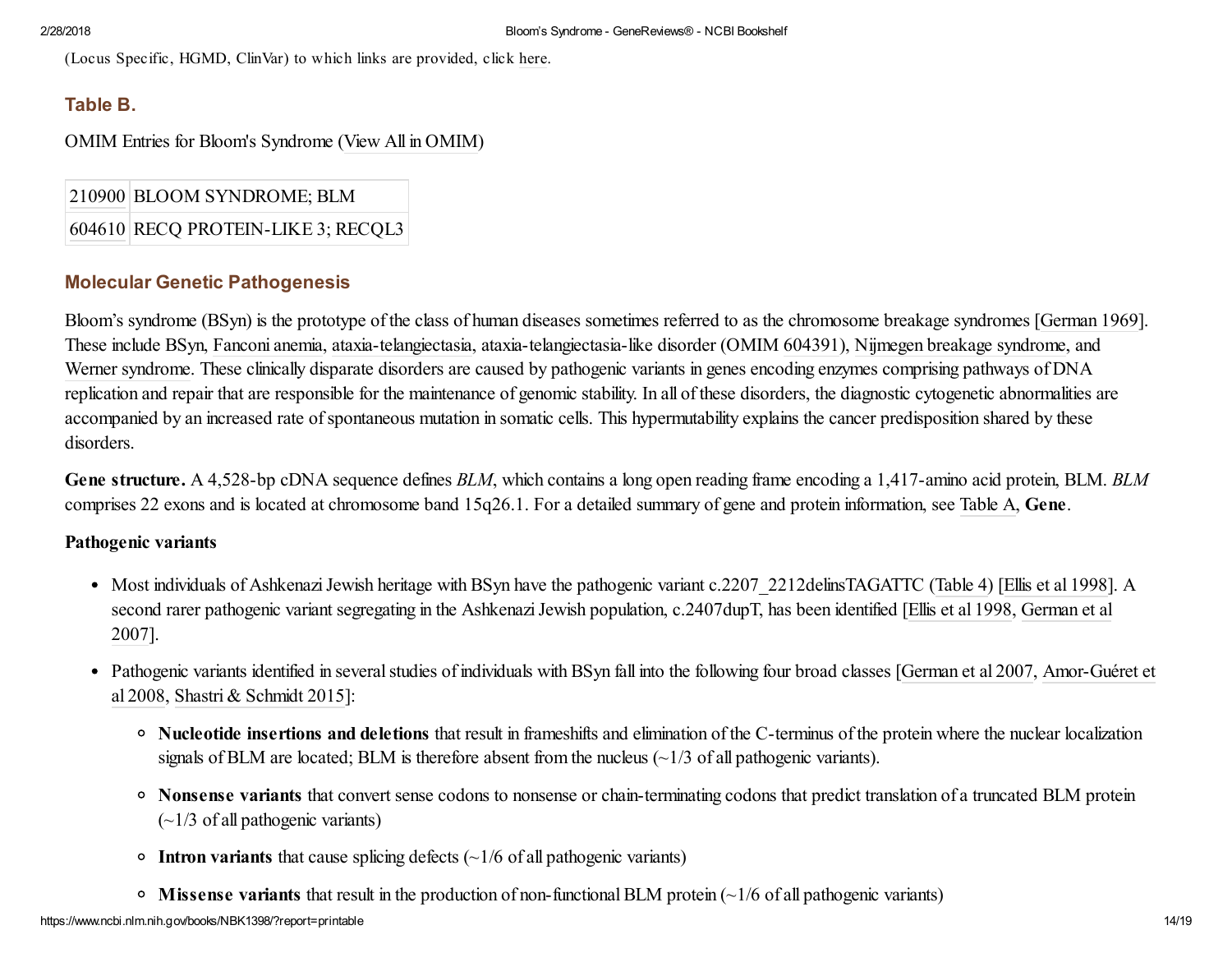(Locus Specific, HGMD, ClinVar) to which links are provided, click here.

### Table B.

OMIM Entries for Bloom's Syndrome (View All in OMIM)

| | |
|---|---|
| 210900 | BLOOM SYNDROME; BLM |
| 604610 | RECQ PROTEIN-LIKE 3; RECQL3 |

## Molecular Genetic Pathogenesis

Bloom's syndrome (BSyn) is the prototype of the class of human diseases sometimes referred to as the chromosome breakage syndromes [German 1969]. These include BSyn, Fanconi anemia, ataxia-telangiectasia, ataxia-telangiectasia-like disorder (OMIM 604391), Nijmegen breakage syndrome, and Werner syndrome. These clinically disparate disorders are caused by pathogenic variants in genes encoding enzymes comprising pathways of DNA replication and repair that are responsible for the maintenance of genomic stability. In all of these disorders, the diagnostic cytogenetic abnormalities are accompanied by an increased rate of spontaneous mutation in somatic cells. This hypermutability explains the cancer predisposition shared by these disorders.

**Gene structure.** A 4,528-bp cDNA sequence defines *BLM*, which contains a long open reading frame encoding a 1,417-amino acid protein, BLM. *BLM* comprises 22 exons and is located at chromosome band 15q26.1. For a detailed summary of gene and protein information, see Table A, **Gene**.

**Pathogenic variants**

- Most individuals of Ashkenazi Jewish heritage with BSyn have the pathogenic variant c.2207_2212delinsTAGATTC (Table 4) [Ellis et al 1998]. A second rarer pathogenic variant segregating in the Ashkenazi Jewish population, c.2407dupT, has been identified [Ellis et al 1998, German et al 2007].
- Pathogenic variants identified in several studies of individuals with BSyn fall into the following four broad classes [German et al 2007, Amor-Guéret et al 2008, Shastri & Schmidt 2015]:
  - **Nucleotide insertions and deletions** that result in frameshifts and elimination of the C-terminus of the protein where the nuclear localization signals of BLM are located; BLM is therefore absent from the nucleus (~1/3 of all pathogenic variants).
  - **Nonsense variants** that convert sense codons to nonsense or chain-terminating codons that predict translation of a truncated BLM protein (~1/3 of all pathogenic variants)
  - **Intron variants** that cause splicing defects (~1/6 of all pathogenic variants)
  - **Missense variants** that result in the production of non-functional BLM protein (~1/6 of all pathogenic variants)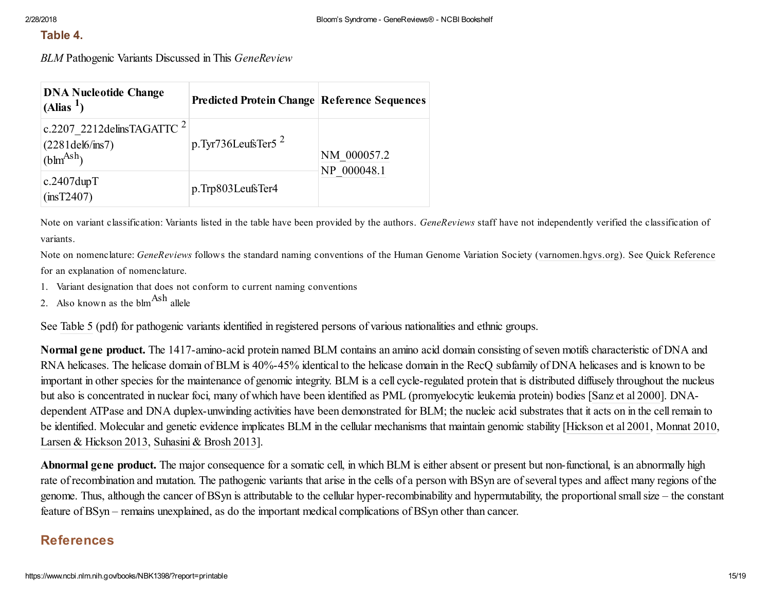### Table 4.

*BLM* Pathogenic Variants Discussed in This *GeneReview*

| DNA Nucleotide Change (Alias [1]) | Predicted Protein Change | Reference Sequences |
|---|---|---|
| c.2207_2212delinsTAGATTC [2] (2281del6/ins7) (blm$^{Ash}$) | p.Tyr736LeufsTer5 [2] | NM_000057.2 NP_000048.1 |
| c.2407dupT (insT2407) | p.Trp803LeufsTer4 | |

Note on variant classification: Variants listed in the table have been provided by the authors. *GeneReviews* staff have not independently verified the classification of variants.

Note on nomenclature: *GeneReviews* follows the standard naming conventions of the Human Genome Variation Society (varnomen.hgvs.org). See Quick Reference for an explanation of nomenclature.

1. Variant designation that does not conform to current naming conventions
2. Also known as the blm$^{Ash}$ allele

See Table 5 (pdf) for pathogenic variants identified in registered persons of various nationalities and ethnic groups.

**Normal gene product.** The 1417-amino-acid protein named BLM contains an amino acid domain consisting of seven motifs characteristic of DNA and RNA helicases. The helicase domain of BLM is 40%-45% identical to the helicase domain in the RecQ subfamily of DNA helicases and is known to be important in other species for the maintenance of genomic integrity. BLM is a cell cycle-regulated protein that is distributed diffusely throughout the nucleus but also is concentrated in nuclear foci, many of which have been identified as PML (promyelocytic leukemia protein) bodies [Sanz et al 2000]. DNA-dependent ATPase and DNA duplex-unwinding activities have been demonstrated for BLM; the nucleic acid substrates that it acts on in the cell remain to be identified. Molecular and genetic evidence implicates BLM in the cellular mechanisms that maintain genomic stability [Hickson et al 2001, Monnat 2010, Larsen & Hickson 2013, Suhasini & Brosh 2013].

**Abnormal gene product.** The major consequence for a somatic cell, in which BLM is either absent or present but non-functional, is an abnormally high rate of recombination and mutation. The pathogenic variants that arise in the cells of a person with BSyn are of several types and affect many regions of the genome. Thus, although the cancer of BSyn is attributable to the cellular hyper-recombinability and hypermutability, the proportional small size – the constant feature of BSyn – remains unexplained, as do the important medical complications of BSyn other than cancer.

## References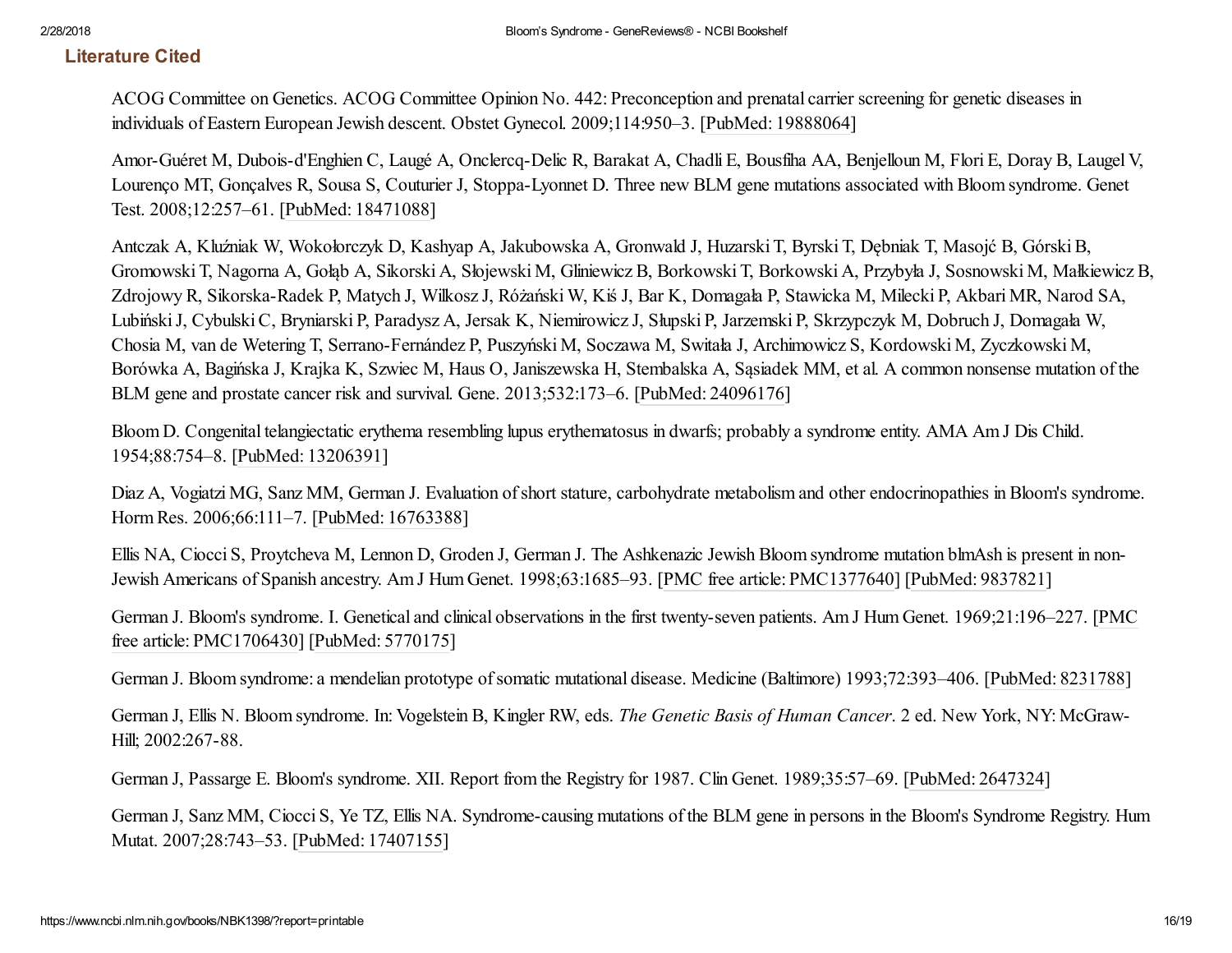## Literature Cited

ACOG Committee on Genetics. ACOG Committee Opinion No. 442: Preconception and prenatal carrier screening for genetic diseases in individuals of Eastern European Jewish descent. Obstet Gynecol. 2009;114:950–3. [PubMed: 19888064]

Amor-Guéret M, Dubois-d'Enghien C, Laugé A, Onclercq-Delic R, Barakat A, Chadli E, Bousfiha AA, Benjelloun M, Flori E, Doray B, Laugel V, Lourenço MT, Gonçalves R, Sousa S, Couturier J, Stoppa-Lyonnet D. Three new BLM gene mutations associated with Bloom syndrome. Genet Test. 2008;12:257–61. [PubMed: 18471088]

Antczak A, Kluźniak W, Wokołorczyk D, Kashyap A, Jakubowska A, Gronwald J, Huzarski T, Byrski T, Dębniak T, Masojć B, Górski B, Gromowski T, Nagorna A, Gołąb A, Sikorski A, Słojewski M, Gliniewicz B, Borkowski T, Borkowski A, Przybyła J, Sosnowski M, Małkiewicz B, Zdrojowy R, Sikorska-Radek P, Matych J, Wilkosz J, Różański W, Kiś J, Bar K, Domagała P, Stawicka M, Milecki P, Akbari MR, Narod SA, Lubiński J, Cybulski C, Bryniarski P, Paradysz A, Jersak K, Niemirowicz J, Słupski P, Jarzemski P, Skrzypczyk M, Dobruch J, Domagała W, Chosia M, van de Wetering T, Serrano-Fernández P, Puszyński M, Soczawa M, Switała J, Archimowicz S, Kordowski M, Zyczkowski M, Borówka A, Bagińska J, Krajka K, Szwiec M, Haus O, Janiszewska H, Stembalska A, Sąsiadek MM, et al. A common nonsense mutation of the BLM gene and prostate cancer risk and survival. Gene. 2013;532:173–6. [PubMed: 24096176]

Bloom D. Congenital telangiectatic erythema resembling lupus erythematosus in dwarfs; probably a syndrome entity. AMA Am J Dis Child. 1954;88:754–8. [PubMed: 13206391]

Diaz A, Vogiatzi MG, Sanz MM, German J. Evaluation of short stature, carbohydrate metabolism and other endocrinopathies in Bloom's syndrome. Horm Res. 2006;66:111–7. [PubMed: 16763388]

Ellis NA, Ciocci S, Proytcheva M, Lennon D, Groden J, German J. The Ashkenazic Jewish Bloom syndrome mutation blmAsh is present in non-Jewish Americans of Spanish ancestry. Am J Hum Genet. 1998;63:1685–93. [PMC free article: PMC1377640] [PubMed: 9837821]

German J. Bloom's syndrome. I. Genetical and clinical observations in the first twenty-seven patients. Am J Hum Genet. 1969;21:196–227. [PMC free article: PMC1706430] [PubMed: 5770175]

German J. Bloom syndrome: a mendelian prototype of somatic mutational disease. Medicine (Baltimore) 1993;72:393–406. [PubMed: 8231788]

German J, Ellis N. Bloom syndrome. In: Vogelstein B, Kingler RW, eds. *The Genetic Basis of Human Cancer*. 2 ed. New York, NY: McGraw-Hill; 2002:267-88.

German J, Passarge E. Bloom's syndrome. XII. Report from the Registry for 1987. Clin Genet. 1989;35:57–69. [PubMed: 2647324]

German J, Sanz MM, Ciocci S, Ye TZ, Ellis NA. Syndrome-causing mutations of the BLM gene in persons in the Bloom's Syndrome Registry. Hum Mutat. 2007;28:743–53. [PubMed: 17407155]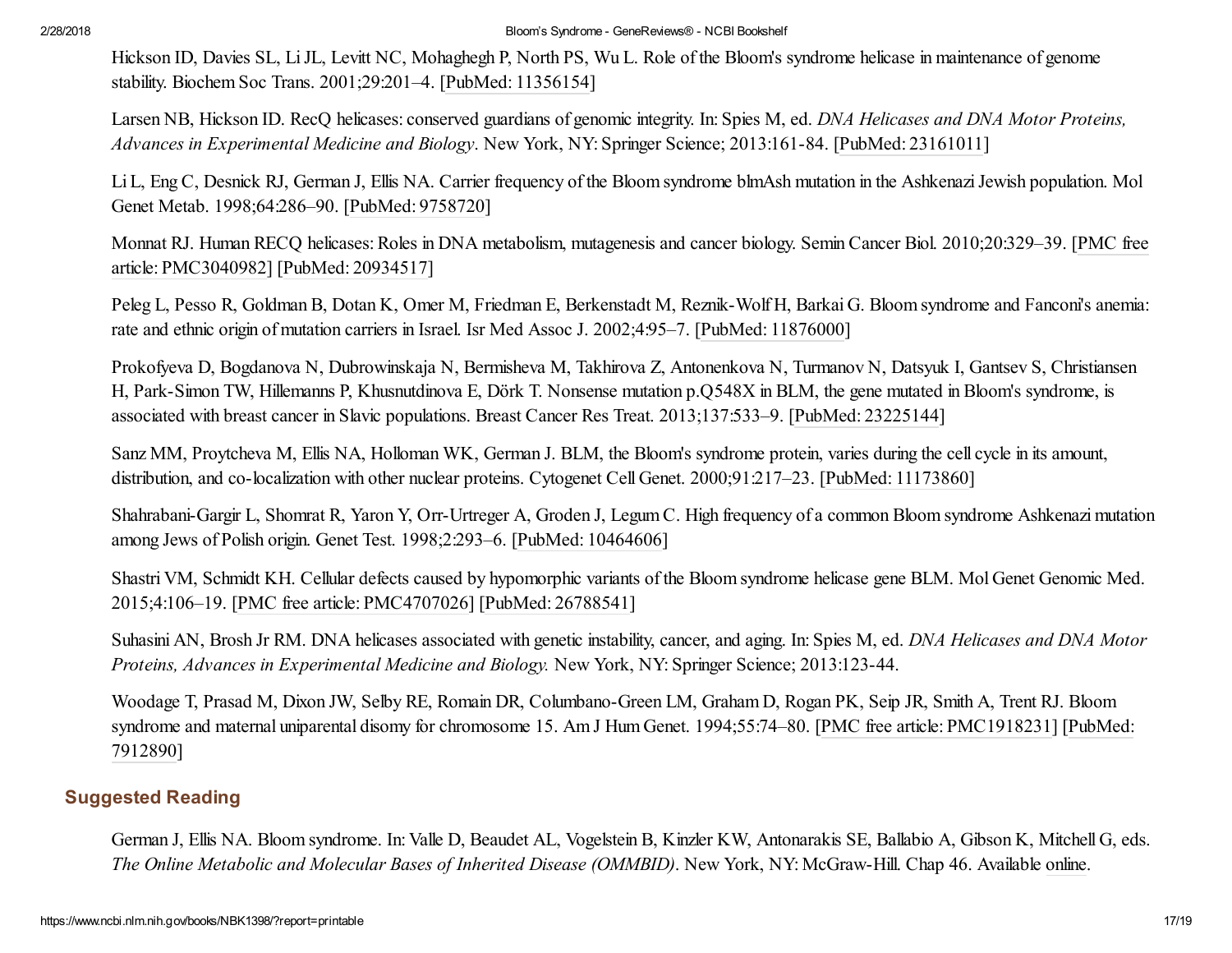Hickson ID, Davies SL, Li JL, Levitt NC, Mohaghegh P, North PS, Wu L. Role of the Bloom's syndrome helicase in maintenance of genome stability. Biochem Soc Trans. 2001;29:201–4. [PubMed: 11356154]

Larsen NB, Hickson ID. RecQ helicases: conserved guardians of genomic integrity. In: Spies M, ed. *DNA Helicases and DNA Motor Proteins, Advances in Experimental Medicine and Biology*. New York, NY: Springer Science; 2013:161-84. [PubMed: 23161011]

Li L, Eng C, Desnick RJ, German J, Ellis NA. Carrier frequency of the Bloom syndrome blmAsh mutation in the Ashkenazi Jewish population. Mol Genet Metab. 1998;64:286–90. [PubMed: 9758720]

Monnat RJ. Human RECQ helicases: Roles in DNA metabolism, mutagenesis and cancer biology. Semin Cancer Biol. 2010;20:329–39. [PMC free article: PMC3040982] [PubMed: 20934517]

Peleg L, Pesso R, Goldman B, Dotan K, Omer M, Friedman E, Berkenstadt M, Reznik-Wolf H, Barkai G. Bloom syndrome and Fanconi's anemia: rate and ethnic origin of mutation carriers in Israel. Isr Med Assoc J. 2002;4:95–7. [PubMed: 11876000]

Prokofyeva D, Bogdanova N, Dubrowinskaja N, Bermisheva M, Takhirova Z, Antonenkova N, Turmanov N, Datsyuk I, Gantsev S, Christiansen H, Park-Simon TW, Hillemanns P, Khusnutdinova E, Dörk T. Nonsense mutation p.Q548X in BLM, the gene mutated in Bloom's syndrome, is associated with breast cancer in Slavic populations. Breast Cancer Res Treat. 2013;137:533–9. [PubMed: 23225144]

Sanz MM, Proytcheva M, Ellis NA, Holloman WK, German J. BLM, the Bloom's syndrome protein, varies during the cell cycle in its amount, distribution, and co-localization with other nuclear proteins. Cytogenet Cell Genet. 2000;91:217–23. [PubMed: 11173860]

Shahrabani-Gargir L, Shomrat R, Yaron Y, Orr-Urtreger A, Groden J, Legum C. High frequency of a common Bloom syndrome Ashkenazi mutation among Jews of Polish origin. Genet Test. 1998;2:293–6. [PubMed: 10464606]

Shastri VM, Schmidt KH. Cellular defects caused by hypomorphic variants of the Bloom syndrome helicase gene BLM. Mol Genet Genomic Med. 2015;4:106–19. [PMC free article: PMC4707026] [PubMed: 26788541]

Suhasini AN, Brosh Jr RM. DNA helicases associated with genetic instability, cancer, and aging. In: Spies M, ed. *DNA Helicases and DNA Motor Proteins, Advances in Experimental Medicine and Biology.* New York, NY: Springer Science; 2013:123-44.

Woodage T, Prasad M, Dixon JW, Selby RE, Romain DR, Columbano-Green LM, Graham D, Rogan PK, Seip JR, Smith A, Trent RJ. Bloom syndrome and maternal uniparental disomy for chromosome 15. Am J Hum Genet. 1994;55:74–80. [PMC free article: PMC1918231] [PubMed: 7912890]

## Suggested Reading

German J, Ellis NA. Bloom syndrome. In: Valle D, Beaudet AL, Vogelstein B, Kinzler KW, Antonarakis SE, Ballabio A, Gibson K, Mitchell G, eds. *The Online Metabolic and Molecular Bases of Inherited Disease (OMMBID)*. New York, NY: McGraw-Hill. Chap 46. Available online.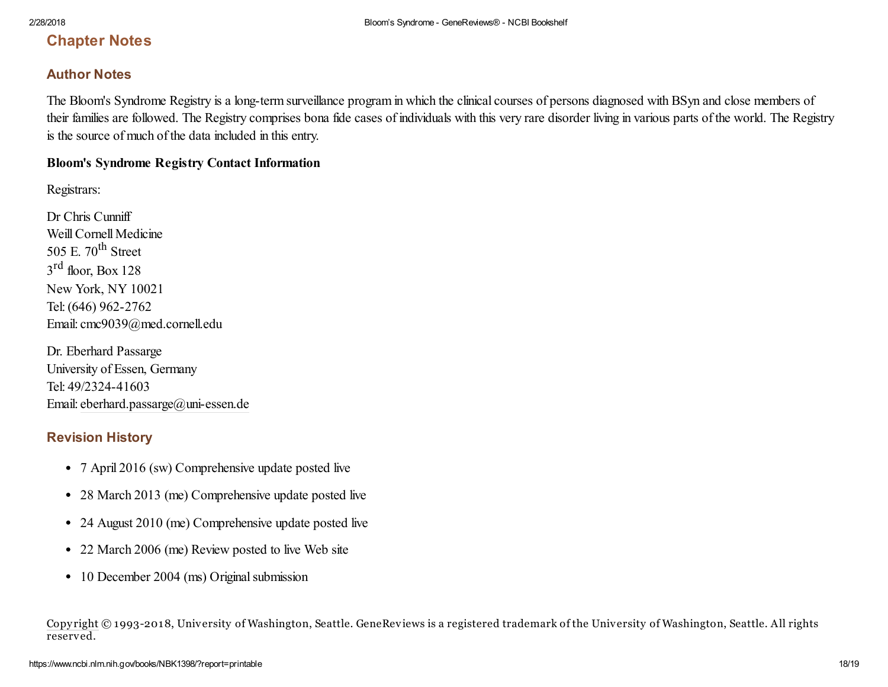## Chapter Notes

### Author Notes

The Bloom's Syndrome Registry is a long-term surveillance program in which the clinical courses of persons diagnosed with BSyn and close members of their families are followed. The Registry comprises bona fide cases of individuals with this very rare disorder living in various parts of the world. The Registry is the source of much of the data included in this entry.

**Bloom's Syndrome Registry Contact Information**

Registrars:

Dr Chris Cunniff
Weill Cornell Medicine
505 E. 70th Street
3rd floor, Box 128
New York, NY 10021
Tel: (646) 962-2762
Email: cmc9039@med.cornell.edu

Dr. Eberhard Passarge
University of Essen, Germany
Tel: 49/2324-41603
Email: eberhard.passarge@uni-essen.de

### Revision History

- 7 April 2016 (sw) Comprehensive update posted live
- 28 March 2013 (me) Comprehensive update posted live
- 24 August 2010 (me) Comprehensive update posted live
- 22 March 2006 (me) Review posted to live Web site
- 10 December 2004 (ms) Original submission

Copyright © 1993-2018, University of Washington, Seattle. GeneReviews is a registered trademark of the University of Washington, Seattle. All rights reserved.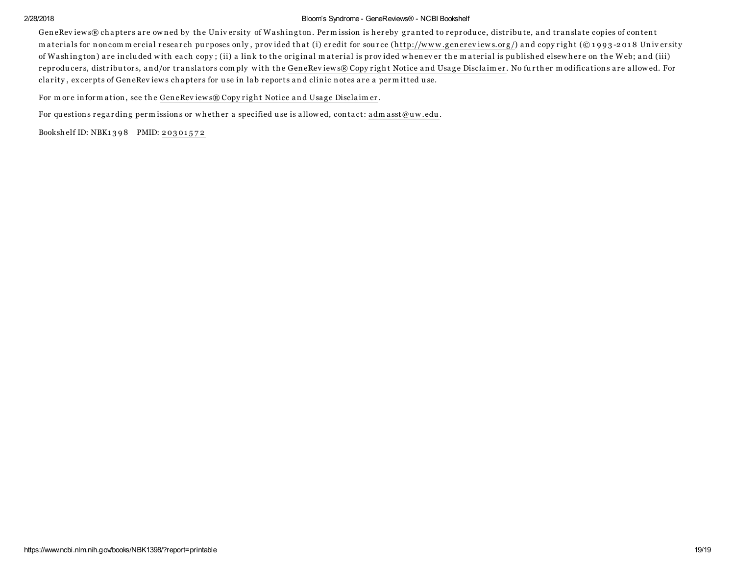GeneReviews® chapters are owned by the University of Washington. Permission is hereby granted to reproduce, distribute, and translate copies of content materials for noncommercial research purposes only, provided that (i) credit for source (http://www.genereviews.org/) and copyright (© 1993-2018 University of Washington) are included with each copy; (ii) a link to the original material is provided whenever the material is published elsewhere on the Web; and (iii) reproducers, distributors, and/or translators comply with the GeneReviews® Copyright Notice and Usage Disclaimer. No further modifications are allowed. For clarity, excerpts of GeneReviews chapters for use in lab reports and clinic notes are a permitted use.

For more information, see the GeneReviews® Copyright Notice and Usage Disclaimer.

For questions regarding permissions or whether a specified use is allowed, contact: admasst@uw.edu.

Bookshelf ID: NBK1398 PMID: 20301572